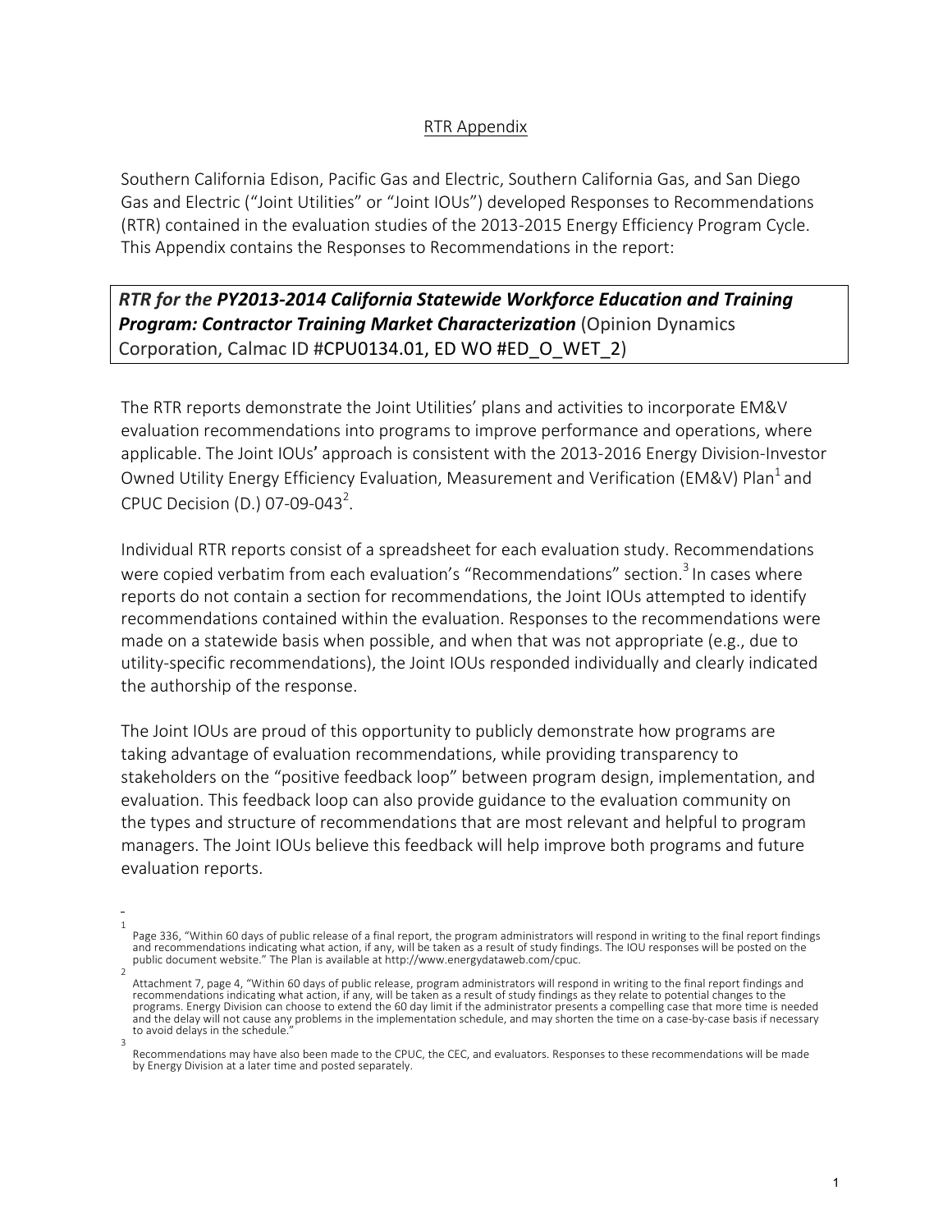# RTR Appendix

Southern California Edison, Pacific Gas and Electric, Southern California Gas, and San Diego Gas and Electric ("Joint Utilities" or "Joint IOUs") developed Responses to Recommendations (RTR) contained in the evaluation studies of the 2013-2015 Energy Efficiency Program Cycle. This Appendix contains the Responses to Recommendations in the report:

***RTR for the PY2013-2014 California Statewide Workforce Education and Training Program: Contractor Training Market Characterization*** (Opinion Dynamics Corporation, Calmac ID #CPU0134.01, ED WO #ED_O_WET_2)

The RTR reports demonstrate the Joint Utilities' plans and activities to incorporate EM&V evaluation recommendations into programs to improve performance and operations, where applicable. The Joint IOUs' approach is consistent with the 2013-2016 Energy Division-Investor Owned Utility Energy Efficiency Evaluation, Measurement and Verification (EM&V) Plan[1] and CPUC Decision (D.) 07-09-043[2].

Individual RTR reports consist of a spreadsheet for each evaluation study. Recommendations were copied verbatim from each evaluation's "Recommendations" section.[3] In cases where reports do not contain a section for recommendations, the Joint IOUs attempted to identify recommendations contained within the evaluation. Responses to the recommendations were made on a statewide basis when possible, and when that was not appropriate (e.g., due to utility-specific recommendations), the Joint IOUs responded individually and clearly indicated the authorship of the response.

The Joint IOUs are proud of this opportunity to publicly demonstrate how programs are taking advantage of evaluation recommendations, while providing transparency to stakeholders on the "positive feedback loop" between program design, implementation, and evaluation. This feedback loop can also provide guidance to the evaluation community on the types and structure of recommendations that are most relevant and helpful to program managers. The Joint IOUs believe this feedback will help improve both programs and future evaluation reports.

---

[1] Page 336, "Within 60 days of public release of a final report, the program administrators will respond in writing to the final report findings and recommendations indicating what action, if any, will be taken as a result of study findings. The IOU responses will be posted on the public document website." The Plan is available at http://www.energydataweb.com/cpuc.

[2] Attachment 7, page 4, "Within 60 days of public release, program administrators will respond in writing to the final report findings and recommendations indicating what action, if any, will be taken as a result of study findings as they relate to potential changes to the programs. Energy Division can choose to extend the 60 day limit if the administrator presents a compelling case that more time is needed and the delay will not cause any problems in the implementation schedule, and may shorten the time on a case-by-case basis if necessary to avoid delays in the schedule."

[3] Recommendations may have also been made to the CPUC, the CEC, and evaluators. Responses to these recommendations will be made by Energy Division at a later time and posted separately.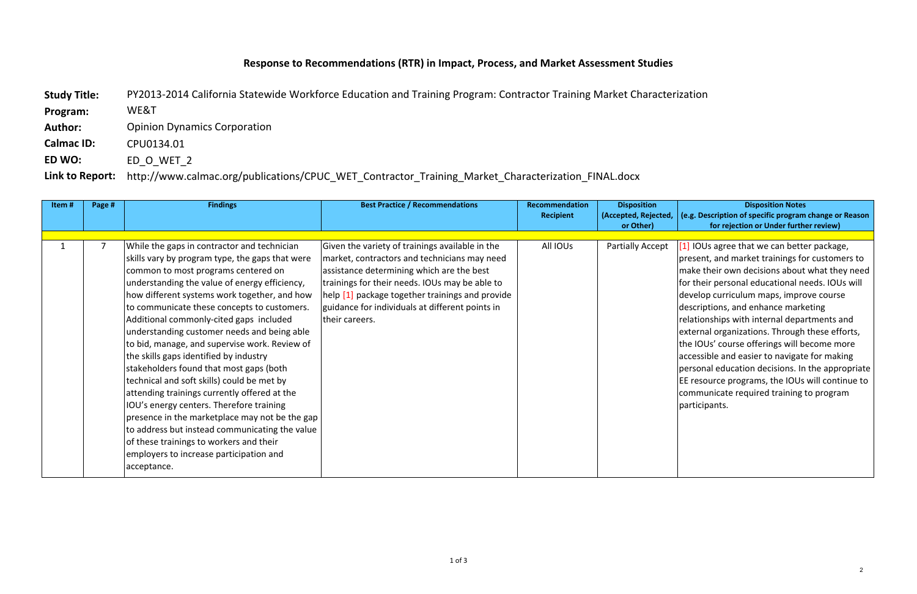# Response to Recommendations (RTR) in Impact, Process, and Market Assessment Studies

**Study Title:** PY2013-2014 California Statewide Workforce Education and Training Program: Contractor Training Market Characterization

**Program:** WE&T

**Author:** Opinion Dynamics Corporation

**Calmac ID:** CPU0134.01

**ED WO:** ED_O_WET_2

**Link to Report:** http://www.calmac.org/publications/CPUC_WET_Contractor_Training_Market_Characterization_FINAL.docx

| Item # | Page # | Findings | Best Practice / Recommendations | Recommendation Recipient | Disposition (Accepted, Rejected, or Other) | Disposition Notes (e.g. Description of specific program change or Reason for rejection or Under further review) |
|---|---|---|---|---|---|---|
| 1 | 7 | While the gaps in contractor and technician skills vary by program type, the gaps that were common to most programs centered on understanding the value of energy efficiency, how different systems work together, and how to communicate these concepts to customers. Additional commonly-cited gaps included understanding customer needs and being able to bid, manage, and supervise work. Review of the skills gaps identified by industry stakeholders found that most gaps (both technical and soft skills) could be met by attending trainings currently offered at the IOU's energy centers. Therefore training presence in the marketplace may not be the gap to address but instead communicating the value of these trainings to workers and their employers to increase participation and acceptance. | Given the variety of trainings available in the market, contractors and technicians may need assistance determining which are the best trainings for their needs. IOUs may be able to help [1] package together trainings and provide guidance for individuals at different points in their careers. | All IOUs | Partially Accept | [1] IOUs agree that we can better package, present, and market trainings for customers to make their own decisions about what they need for their personal educational needs. IOUs will develop curriculum maps, improve course descriptions, and enhance marketing relationships with internal departments and external organizations. Through these efforts, the IOUs' course offerings will become more accessible and easier to navigate for making personal education decisions. In the appropriate EE resource programs, the IOUs will continue to communicate required training to program participants. |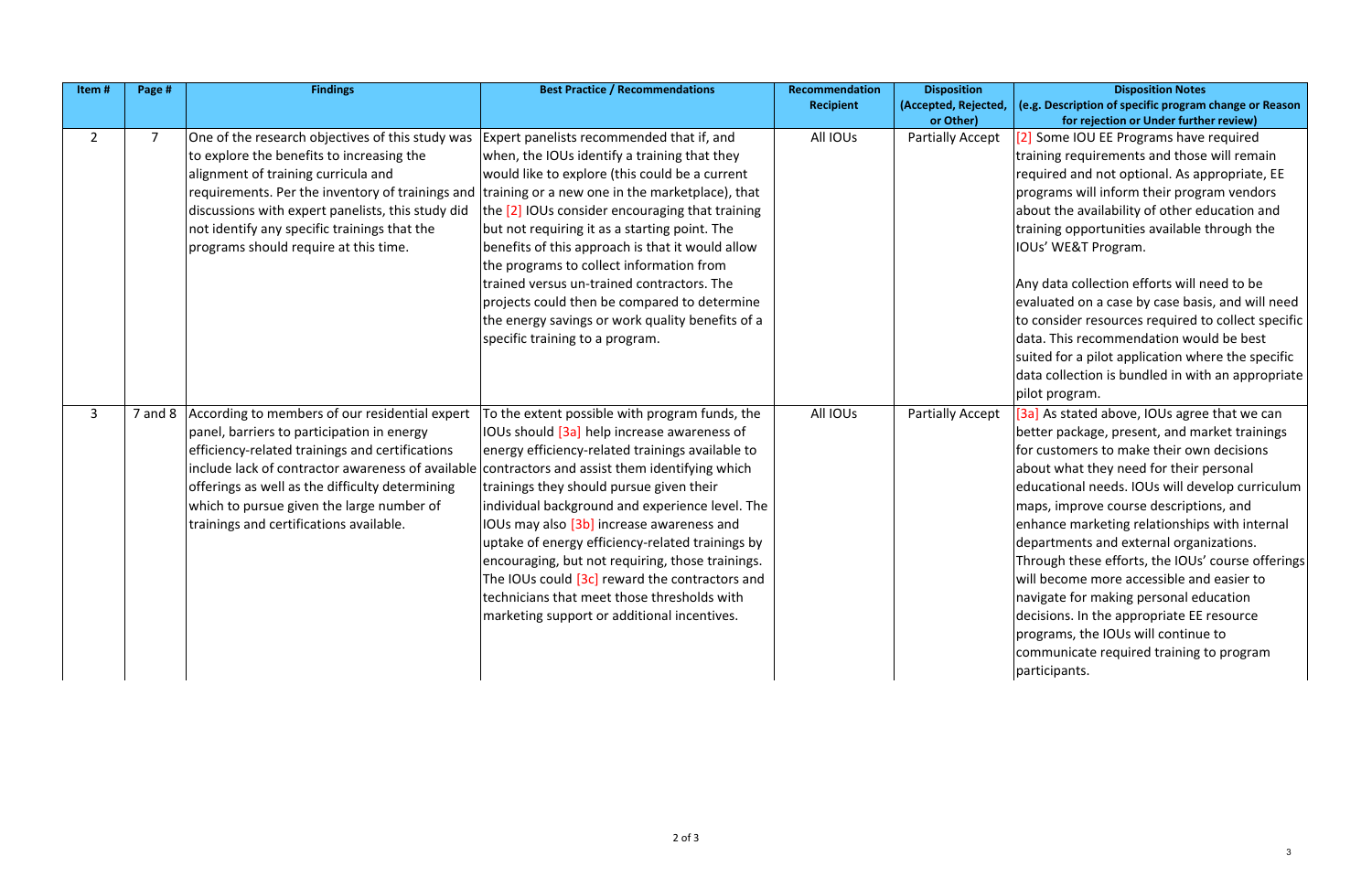| Item # | Page # | Findings | Best Practice / Recommendations | Recommendation Recipient | Disposition (Accepted, Rejected, or Other) | Disposition Notes (e.g. Description of specific program change or Reason for rejection or Under further review) |
| --- | --- | --- | --- | --- | --- | --- |
| 2 | 7 | One of the research objectives of this study was to explore the benefits to increasing the alignment of training curricula and requirements. Per the inventory of trainings and discussions with expert panelists, this study did not identify any specific trainings that the programs should require at this time. | Expert panelists recommended that if, and when, the IOUs identify a training that they would like to explore (this could be a current training or a new one in the marketplace), that the [2] IOUs consider encouraging that training but not requiring it as a starting point. The benefits of this approach is that it would allow the programs to collect information from trained versus un-trained contractors. The projects could then be compared to determine the energy savings or work quality benefits of a specific training to a program. | All IOUs | Partially Accept | [2] Some IOU EE Programs have required training requirements and those will remain required and not optional. As appropriate, EE programs will inform their program vendors about the availability of other education and training opportunities available through the IOUs' WE&T Program.<br><br>Any data collection efforts will need to be evaluated on a case by case basis, and will need to consider resources required to collect specific data. This recommendation would be best suited for a pilot application where the specific data collection is bundled in with an appropriate pilot program. |
| 3 | 7 and 8 | According to members of our residential expert panel, barriers to participation in energy efficiency-related trainings and certifications include lack of contractor awareness of available offerings as well as the difficulty determining which to pursue given the large number of trainings and certifications available. | To the extent possible with program funds, the IOUs should [3a] help increase awareness of energy efficiency-related trainings available to contractors and assist them identifying which trainings they should pursue given their individual background and experience level. The IOUs may also [3b] increase awareness and uptake of energy efficiency-related trainings by encouraging, but not requiring, those trainings. The IOUs could [3c] reward the contractors and technicians that meet those thresholds with marketing support or additional incentives. | All IOUs | Partially Accept | [3a] As stated above, IOUs agree that we can better package, present, and market trainings for customers to make their own decisions about what they need for their personal educational needs. IOUs will develop curriculum maps, improve course descriptions, and enhance marketing relationships with internal departments and external organizations. Through these efforts, the IOUs' course offerings will become more accessible and easier to navigate for making personal education decisions. In the appropriate EE resource programs, the IOUs will continue to communicate required training to program participants. |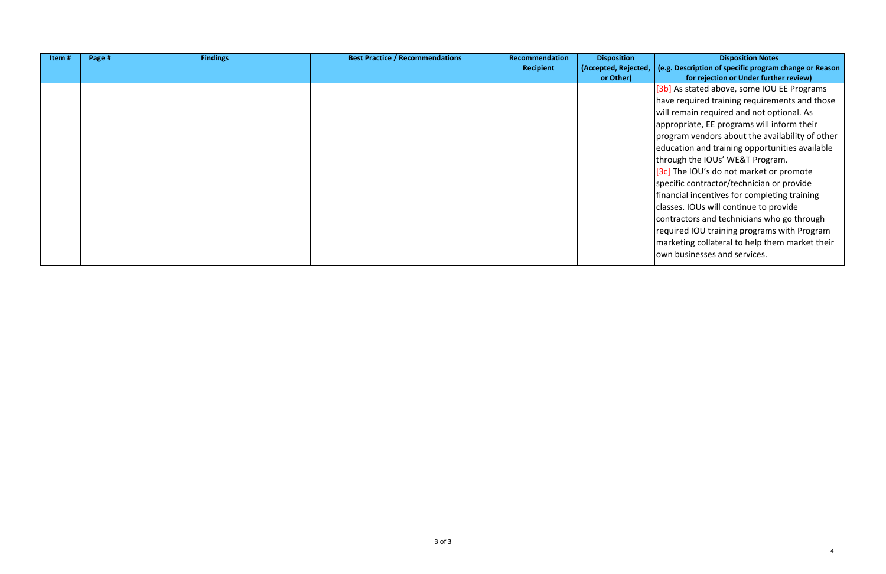| Item # | Page # | Findings | Best Practice / Recommendations | Recommendation Recipient | Disposition (Accepted, Rejected, or Other) | Disposition Notes (e.g. Description of specific program change or Reason for rejection or Under further review) |
|---|---|---|---|---|---|---|
| | | | | | | [3b] As stated above, some IOU EE Programs have required training requirements and those will remain required and not optional. As appropriate, EE programs will inform their program vendors about the availability of other education and training opportunities available through the IOUs' WE&T Program. [3c] The IOU's do not market or promote specific contractor/technician or provide financial incentives for completing training classes. IOUs will continue to provide contractors and technicians who go through required IOU training programs with Program marketing collateral to help them market their own businesses and services. |